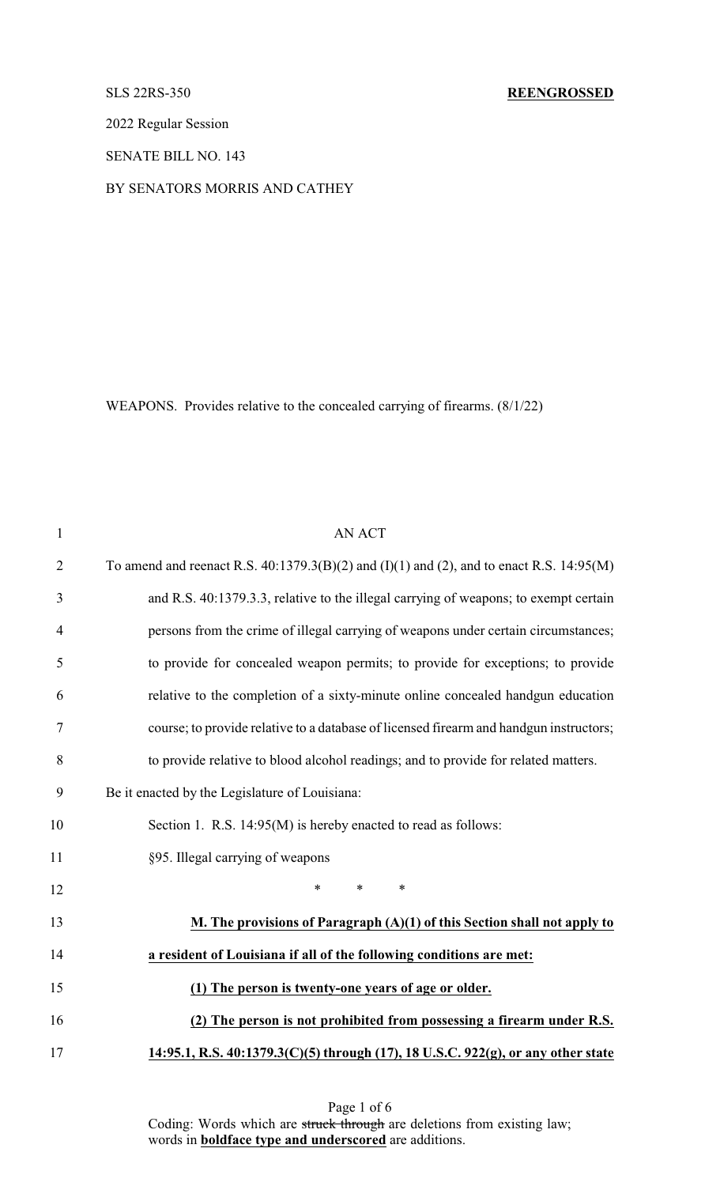SLS 22RS-350 **REENGROSSED**

2022 Regular Session

SENATE BILL NO. 143

BY SENATORS MORRIS AND CATHEY

WEAPONS. Provides relative to the concealed carrying of firearms. (8/1/22)

AN ACT

To amend and reenact R.S. 40:1379.3(B)(2) and (I)(1) and (2), and to enact R.S. 14:95(M) and R.S. 40:1379.3.3, relative to the illegal carrying of weapons; to exempt certain persons from the crime of illegal carrying of weapons under certain circumstances; to provide for concealed weapon permits; to provide for exceptions; to provide relative to the completion of a sixty-minute online concealed handgun education course; to provide relative to a database of licensed firearm and handgun instructors; to provide relative to blood alcohol readings; and to provide for related matters.

Be it enacted by the Legislature of Louisiana:

Section 1. R.S. 14:95(M) is hereby enacted to read as follows:

§95. Illegal carrying of weapons

\* \* \*

**M. The provisions of Paragraph (A)(1) of this Section shall not apply to a resident of Louisiana if all of the following conditions are met:**

**(1) The person is twenty-one years of age or older.**

**(2) The person is not prohibited from possessing a firearm under R.S. 14:95.1, R.S. 40:1379.3(C)(5) through (17), 18 U.S.C. 922(g), or any other state**

Coding: Words which are ~~struck through~~ are deletions from existing law; words in **boldface type and underscored** are additions.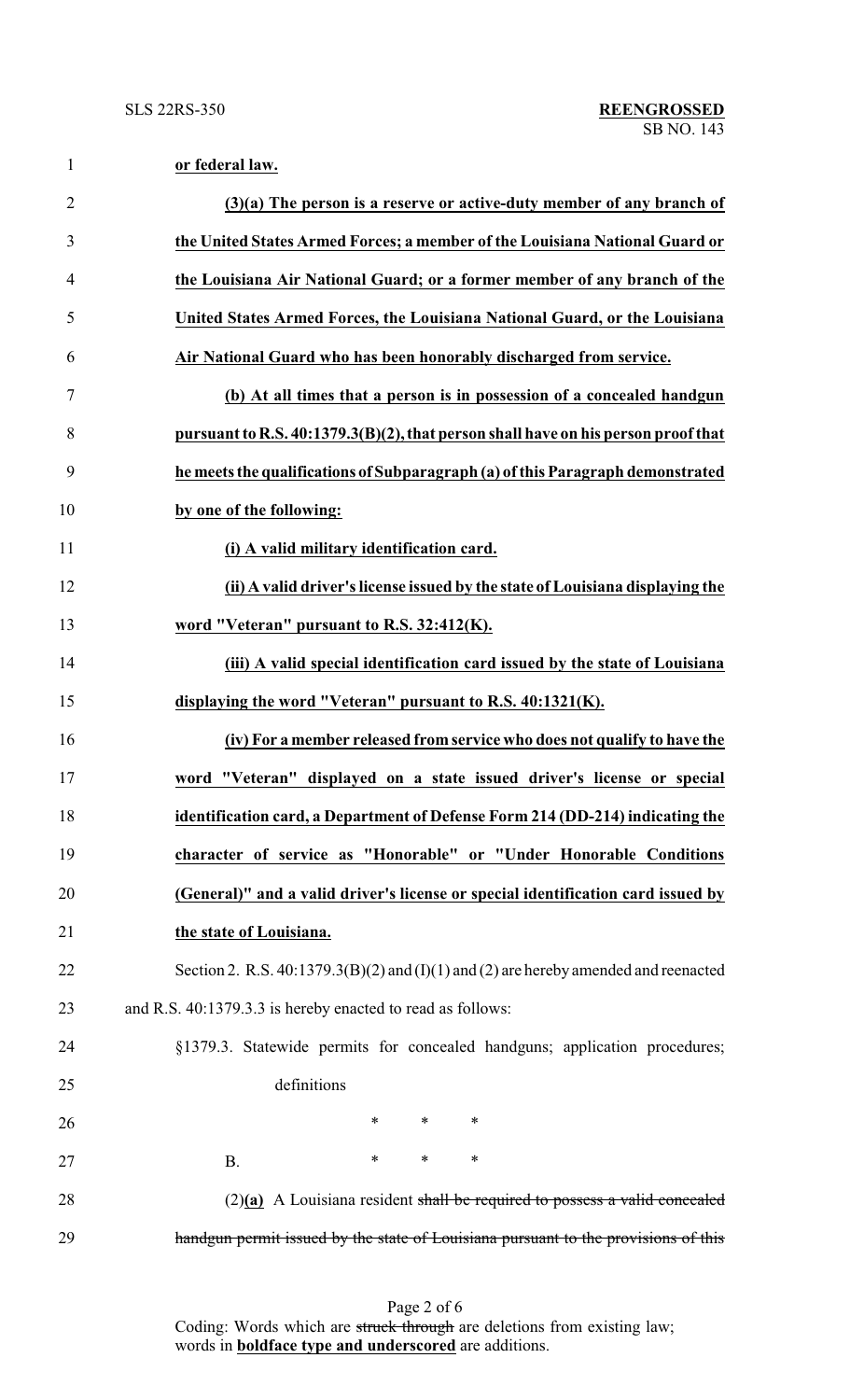**or federal law.**

**(3)(a) The person is a reserve or active-duty member of any branch of the United States Armed Forces; a member of the Louisiana National Guard or the Louisiana Air National Guard; or a former member of any branch of the United States Armed Forces, the Louisiana National Guard, or the Louisiana Air National Guard who has been honorably discharged from service.**

**(b) At all times that a person is in possession of a concealed handgun pursuant to R.S. 40:1379.3(B)(2), that person shall have on his person proof that he meets the qualifications of Subparagraph (a) of this Paragraph demonstrated by one of the following:**

**(i) A valid military identification card.**

**(ii) A valid driver's license issued by the state of Louisiana displaying the word "Veteran" pursuant to R.S. 32:412(K).**

**(iii) A valid special identification card issued by the state of Louisiana displaying the word "Veteran" pursuant to R.S. 40:1321(K).**

**(iv) For a member released from service who does not qualify to have the word "Veteran" displayed on a state issued driver's license or special identification card, a Department of Defense Form 214 (DD-214) indicating the character of service as "Honorable" or "Under Honorable Conditions (General)" and a valid driver's license or special identification card issued by the state of Louisiana.**

Section 2. R.S. 40:1379.3(B)(2) and (I)(1) and (2) are hereby amended and reenacted and R.S. 40:1379.3.3 is hereby enacted to read as follows:

§1379.3. Statewide permits for concealed handguns; application procedures; definitions

\* \* \*

B. \* \* \*

(2)**(a)** A Louisiana resident ~~shall be required to possess a valid concealed handgun permit issued by the state of Louisiana pursuant to the provisions of this~~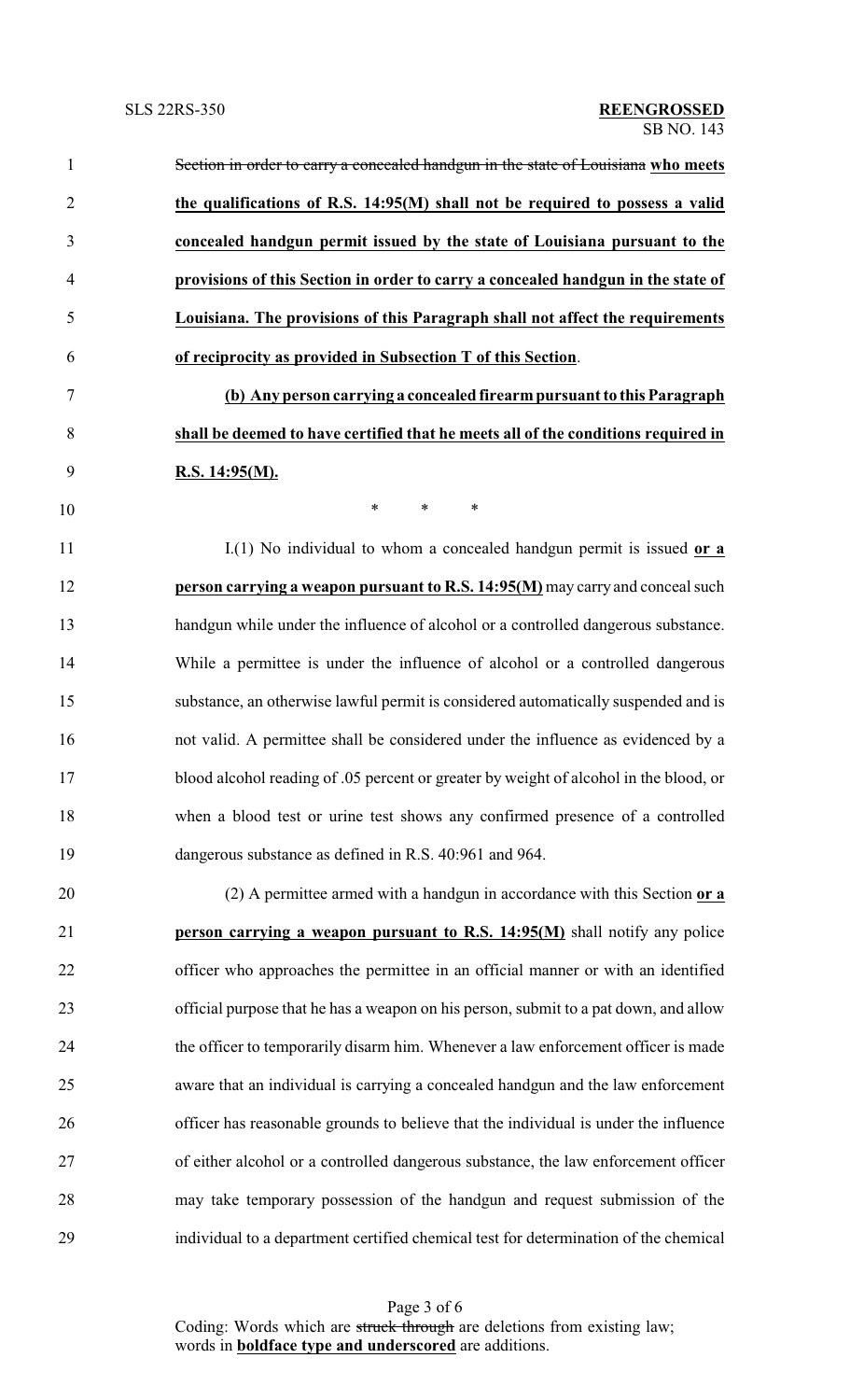~~Section in order to carry a concealed handgun in the state of Louisiana~~ **who meets the qualifications of R.S. 14:95(M) shall not be required to possess a valid concealed handgun permit issued by the state of Louisiana pursuant to the provisions of this Section in order to carry a concealed handgun in the state of Louisiana. The provisions of this Paragraph shall not affect the requirements of reciprocity as provided in Subsection T of this Section**.

**(b) Any person carrying a concealed firearm pursuant to this Paragraph shall be deemed to have certified that he meets all of the conditions required in R.S. 14:95(M).**

\* \* \*

I.(1) No individual to whom a concealed handgun permit is issued **or a person carrying a weapon pursuant to R.S. 14:95(M)** may carry and conceal such handgun while under the influence of alcohol or a controlled dangerous substance. While a permittee is under the influence of alcohol or a controlled dangerous substance, an otherwise lawful permit is considered automatically suspended and is not valid. A permittee shall be considered under the influence as evidenced by a blood alcohol reading of .05 percent or greater by weight of alcohol in the blood, or when a blood test or urine test shows any confirmed presence of a controlled dangerous substance as defined in R.S. 40:961 and 964.

(2) A permittee armed with a handgun in accordance with this Section **or a person carrying a weapon pursuant to R.S. 14:95(M)** shall notify any police officer who approaches the permittee in an official manner or with an identified official purpose that he has a weapon on his person, submit to a pat down, and allow the officer to temporarily disarm him. Whenever a law enforcement officer is made aware that an individual is carrying a concealed handgun and the law enforcement officer has reasonable grounds to believe that the individual is under the influence of either alcohol or a controlled dangerous substance, the law enforcement officer may take temporary possession of the handgun and request submission of the individual to a department certified chemical test for determination of the chemical

Coding: Words which are ~~struck through~~ are deletions from existing law; words in **boldface type and underscored** are additions.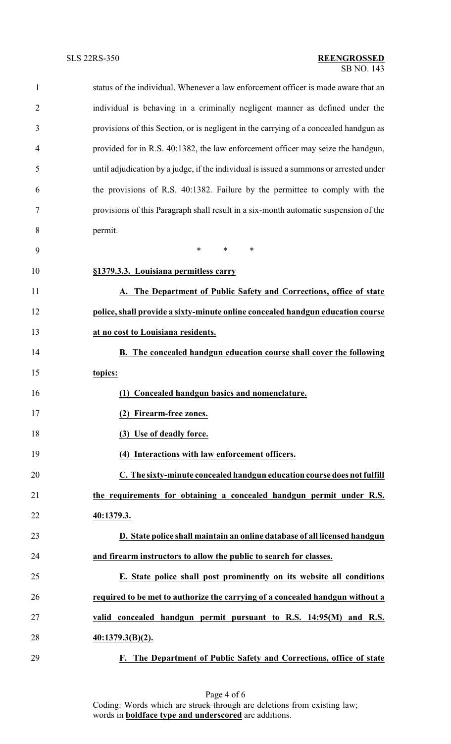status of the individual. Whenever a law enforcement officer is made aware that an individual is behaving in a criminally negligent manner as defined under the provisions of this Section, or is negligent in the carrying of a concealed handgun as provided for in R.S. 40:1382, the law enforcement officer may seize the handgun, until adjudication by a judge, if the individual is issued a summons or arrested under the provisions of R.S. 40:1382. Failure by the permittee to comply with the provisions of this Paragraph shall result in a six-month automatic suspension of the permit.

\* \* \*

**§1379.3.3. Louisiana permitless carry**

**A. The Department of Public Safety and Corrections, office of state police, shall provide a sixty-minute online concealed handgun education course at no cost to Louisiana residents.**

**B. The concealed handgun education course shall cover the following topics:**

**(1) Concealed handgun basics and nomenclature.**

**(2) Firearm-free zones.**

**(3) Use of deadly force.**

**(4) Interactions with law enforcement officers.**

**C. The sixty-minute concealed handgun education course does not fulfill the requirements for obtaining a concealed handgun permit under R.S. 40:1379.3.**

**D. State police shall maintain an online database of all licensed handgun and firearm instructors to allow the public to search for classes.**

**E. State police shall post prominently on its website all conditions required to be met to authorize the carrying of a concealed handgun without a valid concealed handgun permit pursuant to R.S. 14:95(M) and R.S. 40:1379.3(B)(2).**

**F. The Department of Public Safety and Corrections, office of state**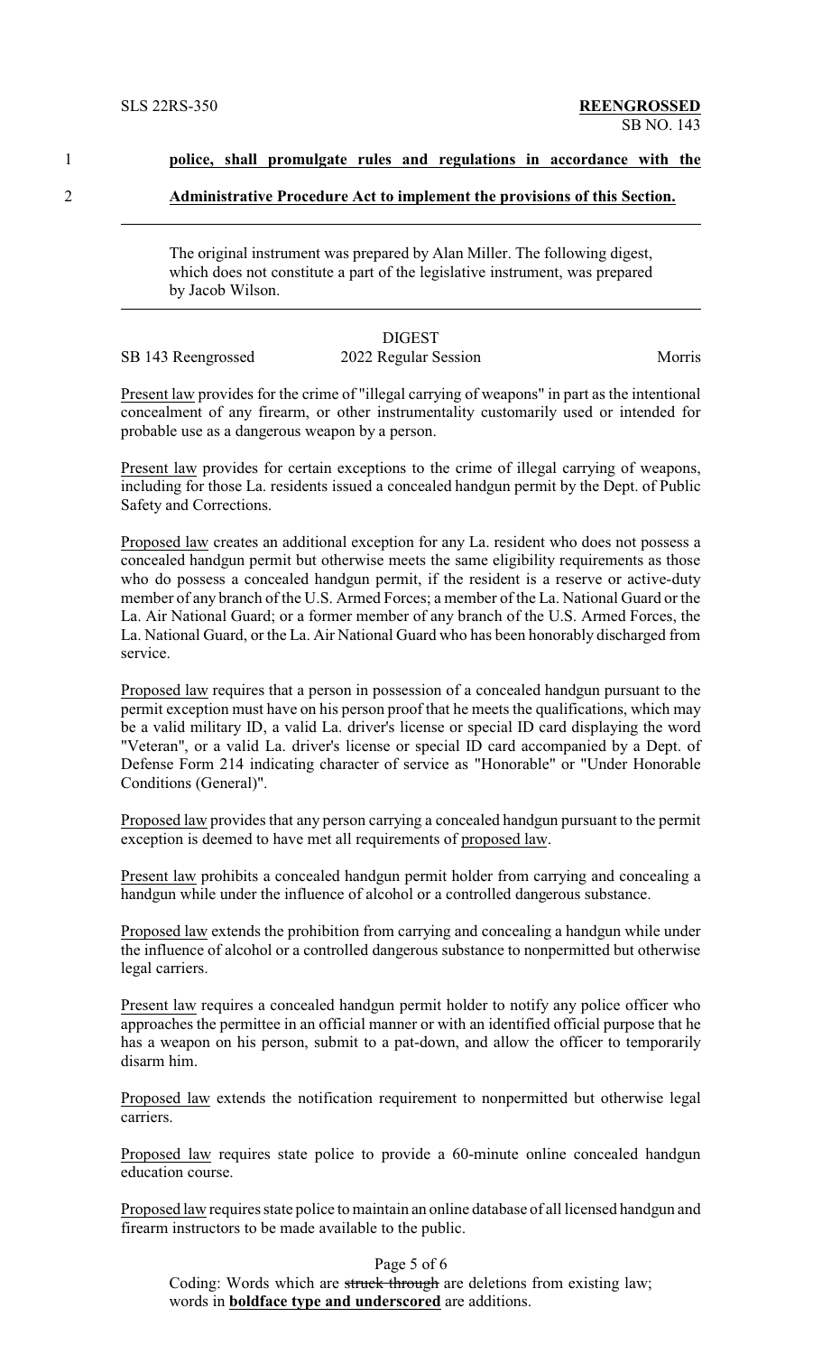1 **police, shall promulgate rules and regulations in accordance with the**

2 **Administrative Procedure Act to implement the provisions of this Section.**

---

The original instrument was prepared by Alan Miller. The following digest, which does not constitute a part of the legislative instrument, was prepared by Jacob Wilson.

---

DIGEST

SB 143 Reengrossed 2022 Regular Session Morris

Present law provides for the crime of "illegal carrying of weapons" in part as the intentional concealment of any firearm, or other instrumentality customarily used or intended for probable use as a dangerous weapon by a person.

Present law provides for certain exceptions to the crime of illegal carrying of weapons, including for those La. residents issued a concealed handgun permit by the Dept. of Public Safety and Corrections.

Proposed law creates an additional exception for any La. resident who does not possess a concealed handgun permit but otherwise meets the same eligibility requirements as those who do possess a concealed handgun permit, if the resident is a reserve or active-duty member of any branch of the U.S. Armed Forces; a member of the La. National Guard or the La. Air National Guard; or a former member of any branch of the U.S. Armed Forces, the La. National Guard, or the La. Air National Guard who has been honorably discharged from service.

Proposed law requires that a person in possession of a concealed handgun pursuant to the permit exception must have on his person proof that he meets the qualifications, which may be a valid military ID, a valid La. driver's license or special ID card displaying the word "Veteran", or a valid La. driver's license or special ID card accompanied by a Dept. of Defense Form 214 indicating character of service as "Honorable" or "Under Honorable Conditions (General)".

Proposed law provides that any person carrying a concealed handgun pursuant to the permit exception is deemed to have met all requirements of proposed law.

Present law prohibits a concealed handgun permit holder from carrying and concealing a handgun while under the influence of alcohol or a controlled dangerous substance.

Proposed law extends the prohibition from carrying and concealing a handgun while under the influence of alcohol or a controlled dangerous substance to nonpermitted but otherwise legal carriers.

Present law requires a concealed handgun permit holder to notify any police officer who approaches the permittee in an official manner or with an identified official purpose that he has a weapon on his person, submit to a pat-down, and allow the officer to temporarily disarm him.

Proposed law extends the notification requirement to nonpermitted but otherwise legal carriers.

Proposed law requires state police to provide a 60-minute online concealed handgun education course.

Proposed law requires state police to maintain an online database of all licensed handgun and firearm instructors to be made available to the public.

Coding: Words which are ~~struck through~~ are deletions from existing law; words in **boldface type and underscored** are additions.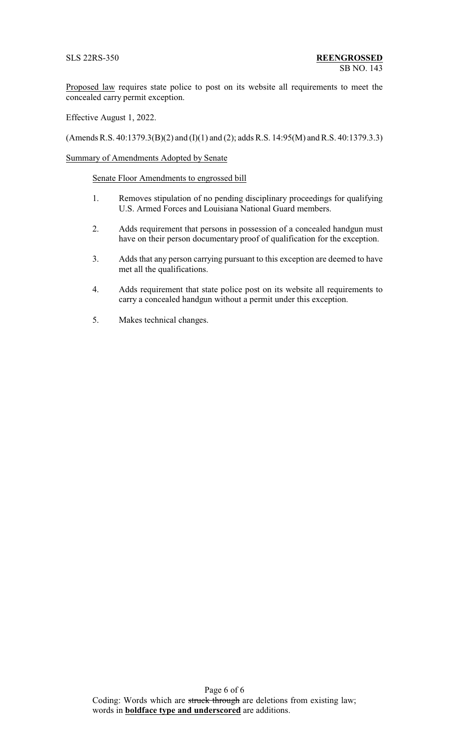Proposed law requires state police to post on its website all requirements to meet the concealed carry permit exception.

Effective August 1, 2022.

(Amends R.S. 40:1379.3(B)(2) and (I)(1) and (2); adds R.S. 14:95(M) and R.S. 40:1379.3.3)

Summary of Amendments Adopted by Senate

Senate Floor Amendments to engrossed bill

1. Removes stipulation of no pending disciplinary proceedings for qualifying U.S. Armed Forces and Louisiana National Guard members.
2. Adds requirement that persons in possession of a concealed handgun must have on their person documentary proof of qualification for the exception.
3. Adds that any person carrying pursuant to this exception are deemed to have met all the qualifications.
4. Adds requirement that state police post on its website all requirements to carry a concealed handgun without a permit under this exception.
5. Makes technical changes.

Coding: Words which are ~~struck through~~ are deletions from existing law; words in **boldface type and underscored** are additions.